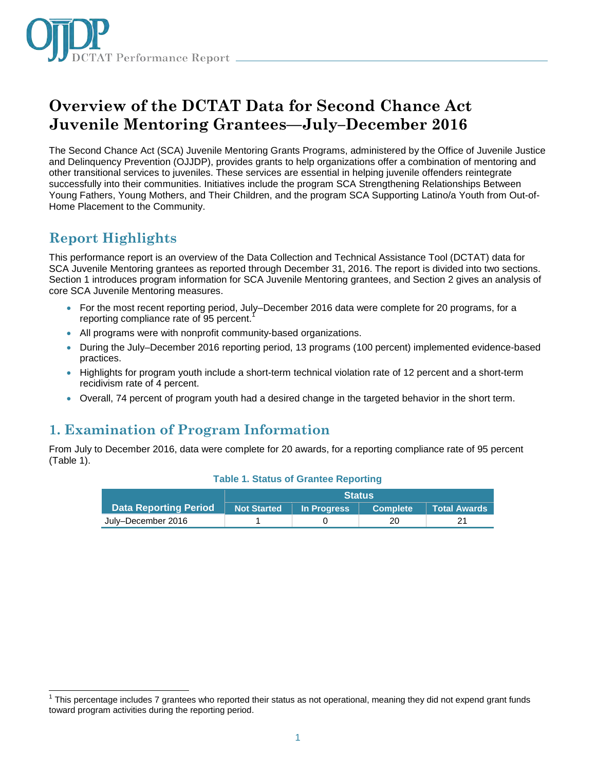# Overview of the DCTAT Data for Second Chance Act Juvenile Mentoring Grantees—July–December 2016

The Second Chance Act (SCA) Juvenile Mentoring Grants Programs, administered by the Office of Juvenile Justice and Delinquency Prevention (OJJDP), provides grants to help organizations offer a combination of mentoring and other transitional services to juveniles. These services are essential in helping juvenile offenders reintegrate successfully into their communities. Initiatives include the program SCA Strengthening Relationships Between Young Fathers, Young Mothers, and Their Children, and the program SCA Supporting Latino/a Youth from Out-of-Home Placement to the Community.

## Report Highlights

This performance report is an overview of the Data Collection and Technical Assistance Tool (DCTAT) data for SCA Juvenile Mentoring grantees as reported through December 31, 2016. The report is divided into two sections. Section 1 introduces program information for SCA Juvenile Mentoring grantees, and Section 2 gives an analysis of core SCA Juvenile Mentoring measures.

- For the most recent reporting period, July–December 2016 data were complete for 20 programs, for a reporting compliance rate of 95 percent.[1]
- All programs were with nonprofit community-based organizations.
- During the July–December 2016 reporting period, 13 programs (100 percent) implemented evidence-based practices.
- Highlights for program youth include a short-term technical violation rate of 12 percent and a short-term recidivism rate of 4 percent.
- Overall, 74 percent of program youth had a desired change in the targeted behavior in the short term.

## 1. Examination of Program Information

From July to December 2016, data were complete for 20 awards, for a reporting compliance rate of 95 percent (Table 1).

**Table 1. Status of Grantee Reporting**

| Data Reporting Period | Status | | | |
|---|---|---|---|---|
| | Not Started | In Progress | Complete | Total Awards |
| July–December 2016 | 1 | 0 | 20 | 21 |

[1] This percentage includes 7 grantees who reported their status as not operational, meaning they did not expend grant funds toward program activities during the reporting period.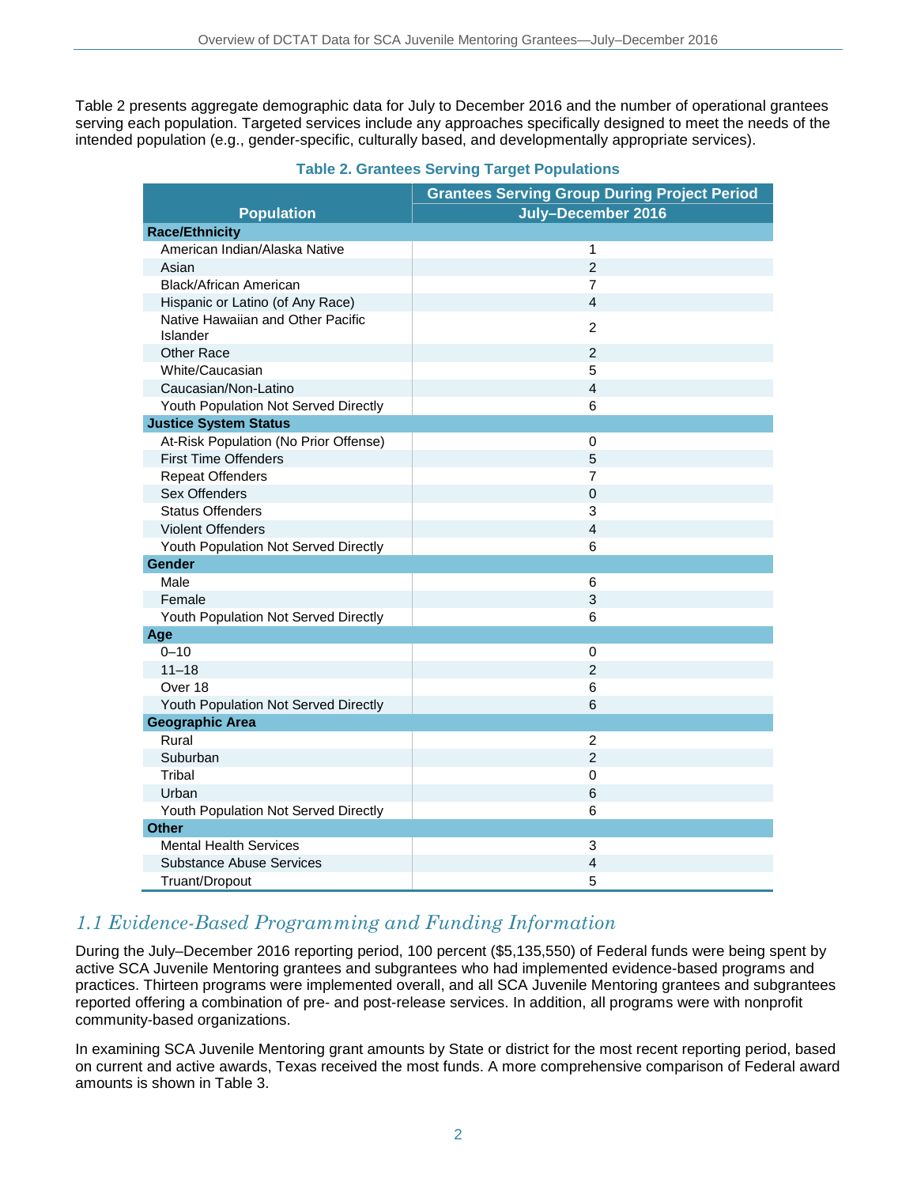Table 2 presents aggregate demographic data for July to December 2016 and the number of operational grantees serving each population. Targeted services include any approaches specifically designed to meet the needs of the intended population (e.g., gender-specific, culturally based, and developmentally appropriate services).

**Table 2. Grantees Serving Target Populations**

| Population | Grantees Serving Group During Project Period July–December 2016 |
|---|---|
| **Race/Ethnicity** | |
| American Indian/Alaska Native | 1 |
| Asian | 2 |
| Black/African American | 7 |
| Hispanic or Latino (of Any Race) | 4 |
| Native Hawaiian and Other Pacific Islander | 2 |
| Other Race | 2 |
| White/Caucasian | 5 |
| Caucasian/Non-Latino | 4 |
| Youth Population Not Served Directly | 6 |
| **Justice System Status** | |
| At-Risk Population (No Prior Offense) | 0 |
| First Time Offenders | 5 |
| Repeat Offenders | 7 |
| Sex Offenders | 0 |
| Status Offenders | 3 |
| Violent Offenders | 4 |
| Youth Population Not Served Directly | 6 |
| **Gender** | |
| Male | 6 |
| Female | 3 |
| Youth Population Not Served Directly | 6 |
| **Age** | |
| 0–10 | 0 |
| 11–18 | 2 |
| Over 18 | 6 |
| Youth Population Not Served Directly | 6 |
| **Geographic Area** | |
| Rural | 2 |
| Suburban | 2 |
| Tribal | 0 |
| Urban | 6 |
| Youth Population Not Served Directly | 6 |
| **Other** | |
| Mental Health Services | 3 |
| Substance Abuse Services | 4 |
| Truant/Dropout | 5 |

## *1.1 Evidence-Based Programming and Funding Information*

During the July–December 2016 reporting period, 100 percent ($5,135,550) of Federal funds were being spent by active SCA Juvenile Mentoring grantees and subgrantees who had implemented evidence-based programs and practices. Thirteen programs were implemented overall, and all SCA Juvenile Mentoring grantees and subgrantees reported offering a combination of pre- and post-release services. In addition, all programs were with nonprofit community-based organizations.

In examining SCA Juvenile Mentoring grant amounts by State or district for the most recent reporting period, based on current and active awards, Texas received the most funds. A more comprehensive comparison of Federal award amounts is shown in Table 3.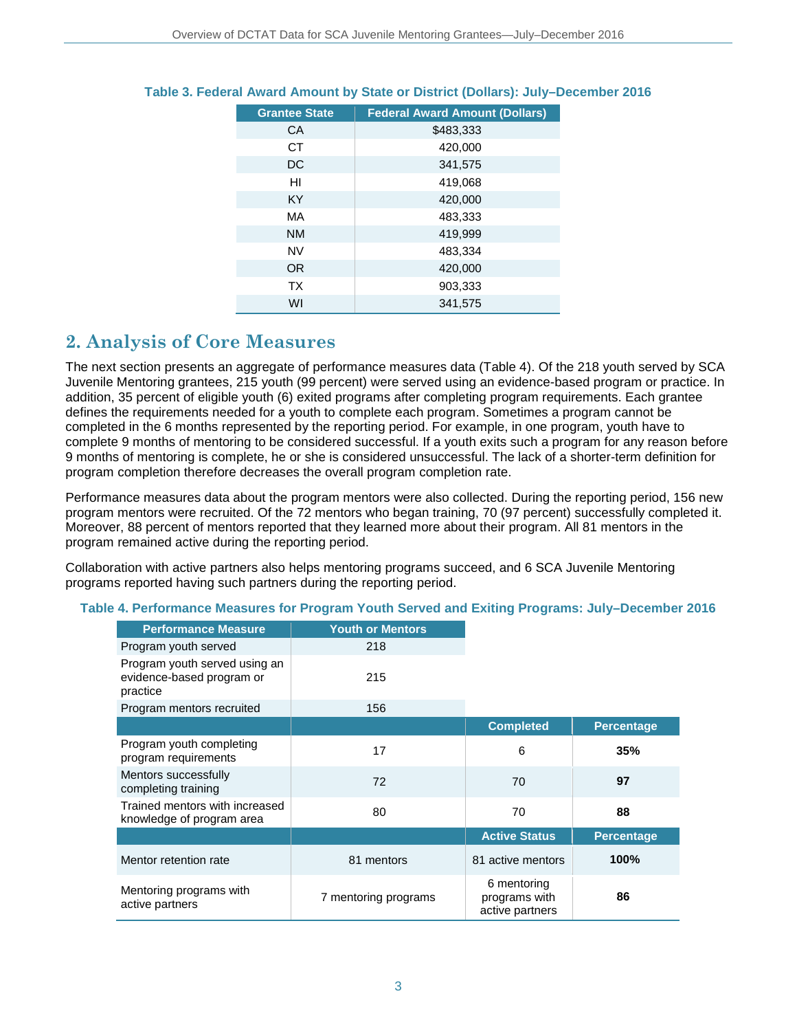**Table 3. Federal Award Amount by State or District (Dollars): July–December 2016**

| Grantee State | Federal Award Amount (Dollars) |
|---|---|
| CA | $483,333 |
| CT | 420,000 |
| DC | 341,575 |
| HI | 419,068 |
| KY | 420,000 |
| MA | 483,333 |
| NM | 419,999 |
| NV | 483,334 |
| OR | 420,000 |
| TX | 903,333 |
| WI | 341,575 |

## 2. Analysis of Core Measures

The next section presents an aggregate of performance measures data (Table 4). Of the 218 youth served by SCA Juvenile Mentoring grantees, 215 youth (99 percent) were served using an evidence-based program or practice. In addition, 35 percent of eligible youth (6) exited programs after completing program requirements. Each grantee defines the requirements needed for a youth to complete each program. Sometimes a program cannot be completed in the 6 months represented by the reporting period. For example, in one program, youth have to complete 9 months of mentoring to be considered successful. If a youth exits such a program for any reason before 9 months of mentoring is complete, he or she is considered unsuccessful. The lack of a shorter-term definition for program completion therefore decreases the overall program completion rate.

Performance measures data about the program mentors were also collected. During the reporting period, 156 new program mentors were recruited. Of the 72 mentors who began training, 70 (97 percent) successfully completed it. Moreover, 88 percent of mentors reported that they learned more about their program. All 81 mentors in the program remained active during the reporting period.

Collaboration with active partners also helps mentoring programs succeed, and 6 SCA Juvenile Mentoring programs reported having such partners during the reporting period.

**Table 4. Performance Measures for Program Youth Served and Exiting Programs: July–December 2016**

| Performance Measure | Youth or Mentors | | |
|---|---|---|---|
| Program youth served | 218 | | |
| Program youth served using an evidence-based program or practice | 215 | | |
| Program mentors recruited | 156 | | |
| | | Completed | Percentage |
| Program youth completing program requirements | 17 | 6 | **35%** |
| Mentors successfully completing training | 72 | 70 | **97** |
| Trained mentors with increased knowledge of program area | 80 | 70 | **88** |
| | | Active Status | Percentage |
| Mentor retention rate | 81 mentors | 81 active mentors | **100%** |
| Mentoring programs with active partners | 7 mentoring programs | 6 mentoring programs with active partners | **86** |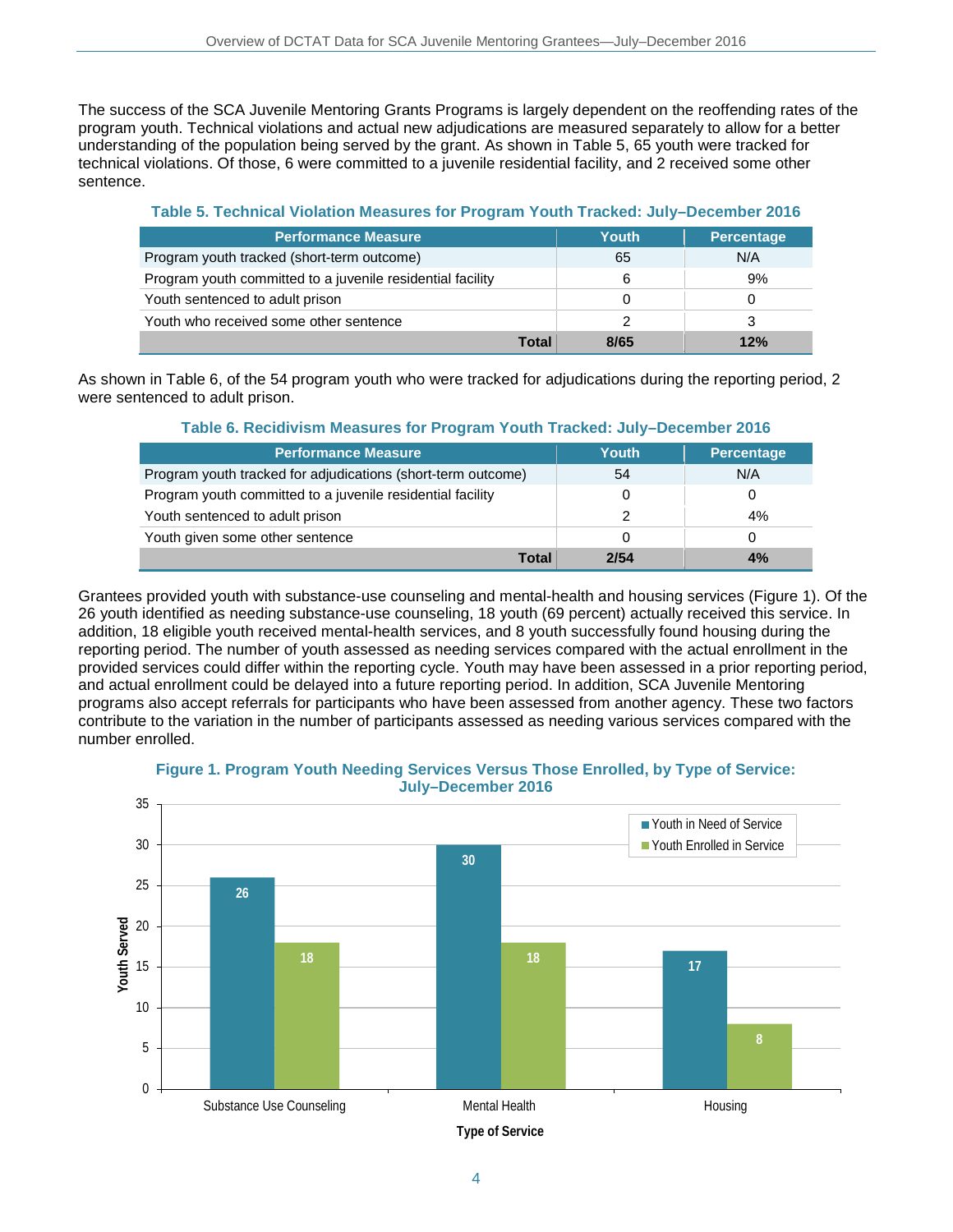The success of the SCA Juvenile Mentoring Grants Programs is largely dependent on the reoffending rates of the program youth. Technical violations and actual new adjudications are measured separately to allow for a better understanding of the population being served by the grant. As shown in Table 5, 65 youth were tracked for technical violations. Of those, 6 were committed to a juvenile residential facility, and 2 received some other sentence.

**Table 5. Technical Violation Measures for Program Youth Tracked: July–December 2016**

| Performance Measure | Youth | Percentage |
|---|---|---|
| Program youth tracked (short-term outcome) | 65 | N/A |
| Program youth committed to a juvenile residential facility | 6 | 9% |
| Youth sentenced to adult prison | 0 | 0 |
| Youth who received some other sentence | 2 | 3 |
| **Total** | **8/65** | **12%** |

As shown in Table 6, of the 54 program youth who were tracked for adjudications during the reporting period, 2 were sentenced to adult prison.

**Table 6. Recidivism Measures for Program Youth Tracked: July–December 2016**

| Performance Measure | Youth | Percentage |
|---|---|---|
| Program youth tracked for adjudications (short-term outcome) | 54 | N/A |
| Program youth committed to a juvenile residential facility | 0 | 0 |
| Youth sentenced to adult prison | 2 | 4% |
| Youth given some other sentence | 0 | 0 |
| **Total** | **2/54** | **4%** |

Grantees provided youth with substance-use counseling and mental-health and housing services (Figure 1). Of the 26 youth identified as needing substance-use counseling, 18 youth (69 percent) actually received this service. In addition, 18 eligible youth received mental-health services, and 8 youth successfully found housing during the reporting period. The number of youth assessed as needing services compared with the actual enrollment in the provided services could differ within the reporting cycle. Youth may have been assessed in a prior reporting period, and actual enrollment could be delayed into a future reporting period. In addition, SCA Juvenile Mentoring programs also accept referrals for participants who have been assessed from another agency. These two factors contribute to the variation in the number of participants assessed as needing various services compared with the number enrolled.

**Figure 1. Program Youth Needing Services Versus Those Enrolled, by Type of Service: July–December 2016**

| Type of Service | Youth in Need of Service | Youth Enrolled in Service |
|---|---|---|
| Substance Use Counseling | 26 | 18 |
| Mental Health | 30 | 18 |
| Housing | 17 | 8 |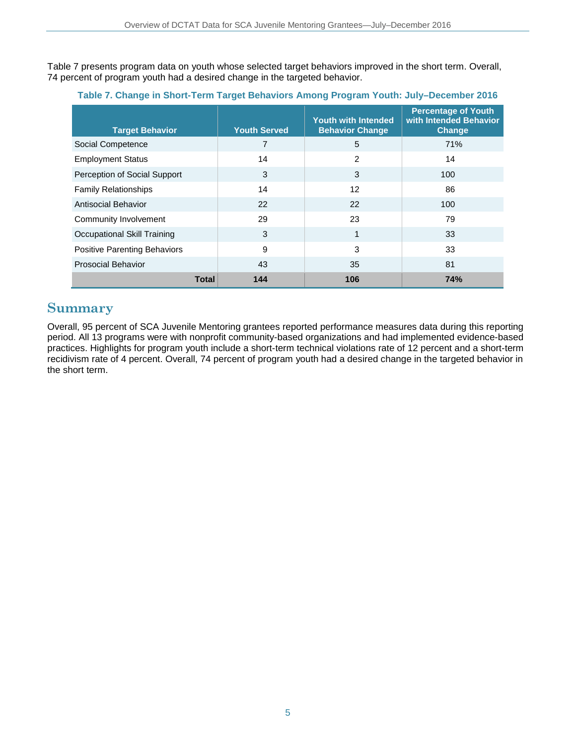Table 7 presents program data on youth whose selected target behaviors improved in the short term. Overall, 74 percent of program youth had a desired change in the targeted behavior.

**Table 7. Change in Short-Term Target Behaviors Among Program Youth: July–December 2016**

| Target Behavior | Youth Served | Youth with Intended Behavior Change | Percentage of Youth with Intended Behavior Change |
|---|---|---|---|
| Social Competence | 7 | 5 | 71% |
| Employment Status | 14 | 2 | 14 |
| Perception of Social Support | 3 | 3 | 100 |
| Family Relationships | 14 | 12 | 86 |
| Antisocial Behavior | 22 | 22 | 100 |
| Community Involvement | 29 | 23 | 79 |
| Occupational Skill Training | 3 | 1 | 33 |
| Positive Parenting Behaviors | 9 | 3 | 33 |
| Prosocial Behavior | 43 | 35 | 81 |
| **Total** | **144** | **106** | **74%** |

## Summary

Overall, 95 percent of SCA Juvenile Mentoring grantees reported performance measures data during this reporting period. All 13 programs were with nonprofit community-based organizations and had implemented evidence-based practices. Highlights for program youth include a short-term technical violations rate of 12 percent and a short-term recidivism rate of 4 percent. Overall, 74 percent of program youth had a desired change in the targeted behavior in the short term.